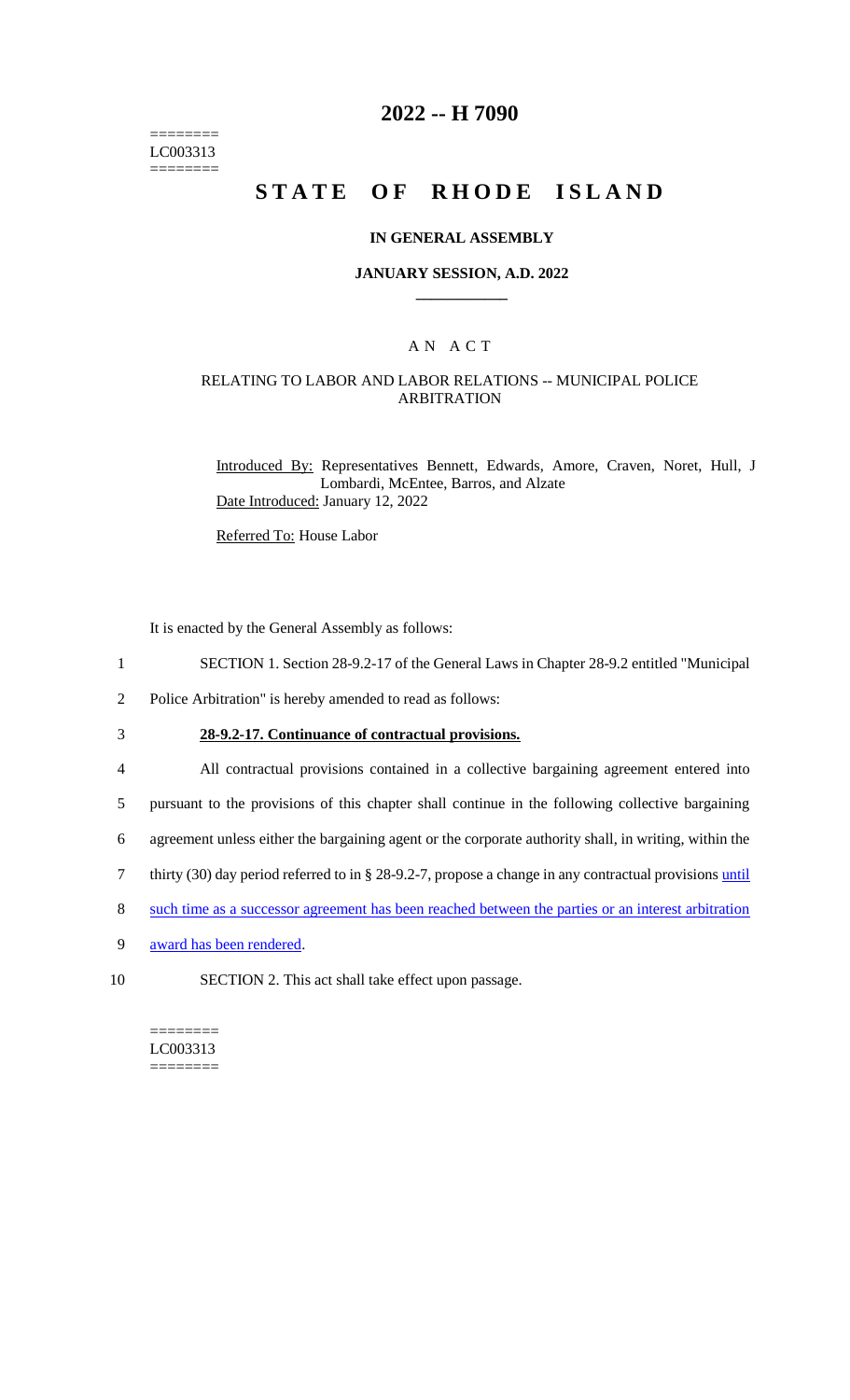========
LC003313
========

# 2022 -- H 7090

# STATE OF RHODE ISLAND

### IN GENERAL ASSEMBLY

### JANUARY SESSION, A.D. 2022

## A N A C T

### RELATING TO LABOR AND LABOR RELATIONS -- MUNICIPAL POLICE ARBITRATION

Introduced By: Representatives Bennett, Edwards, Amore, Craven, Noret, Hull, J Lombardi, McEntee, Barros, and Alzate

Date Introduced: January 12, 2022

Referred To: House Labor

It is enacted by the General Assembly as follows:

1 SECTION 1. Section 28-9.2-17 of the General Laws in Chapter 28-9.2 entitled "Municipal
2 Police Arbitration" is hereby amended to read as follows:

3 **28-9.2-17. Continuance of contractual provisions.**

4 All contractual provisions contained in a collective bargaining agreement entered into
5 pursuant to the provisions of this chapter shall continue in the following collective bargaining
6 agreement unless either the bargaining agent or the corporate authority shall, in writing, within the
7 thirty (30) day period referred to in § 28-9.2-7, propose a change in any contractual provisions until
8 such time as a successor agreement has been reached between the parties or an interest arbitration
9 award has been rendered.

10 SECTION 2. This act shall take effect upon passage.

========
LC003313
========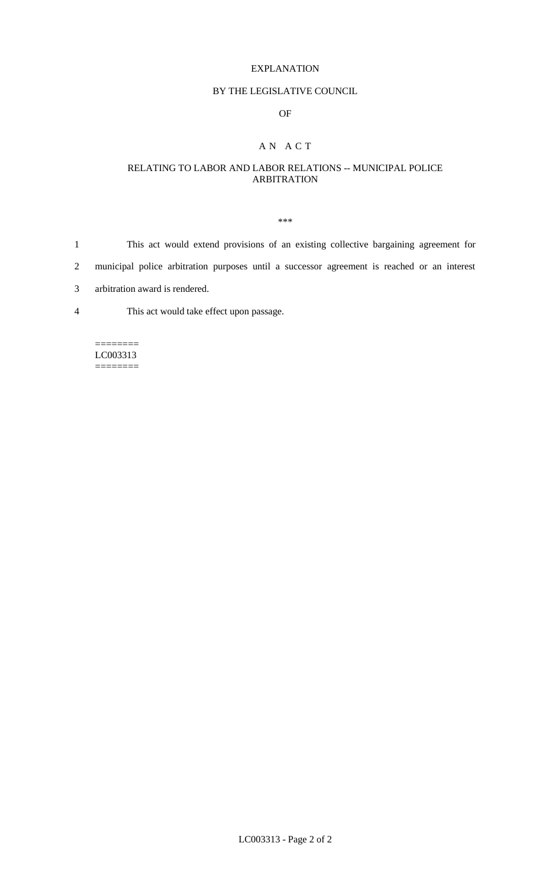EXPLANATION

BY THE LEGISLATIVE COUNCIL

OF

# A N A C T

RELATING TO LABOR AND LABOR RELATIONS -- MUNICIPAL POLICE ARBITRATION

\*\*\*

1 This act would extend provisions of an existing collective bargaining agreement for
2 municipal police arbitration purposes until a successor agreement is reached or an interest
3 arbitration award is rendered.

4 This act would take effect upon passage.

========
LC003313
========